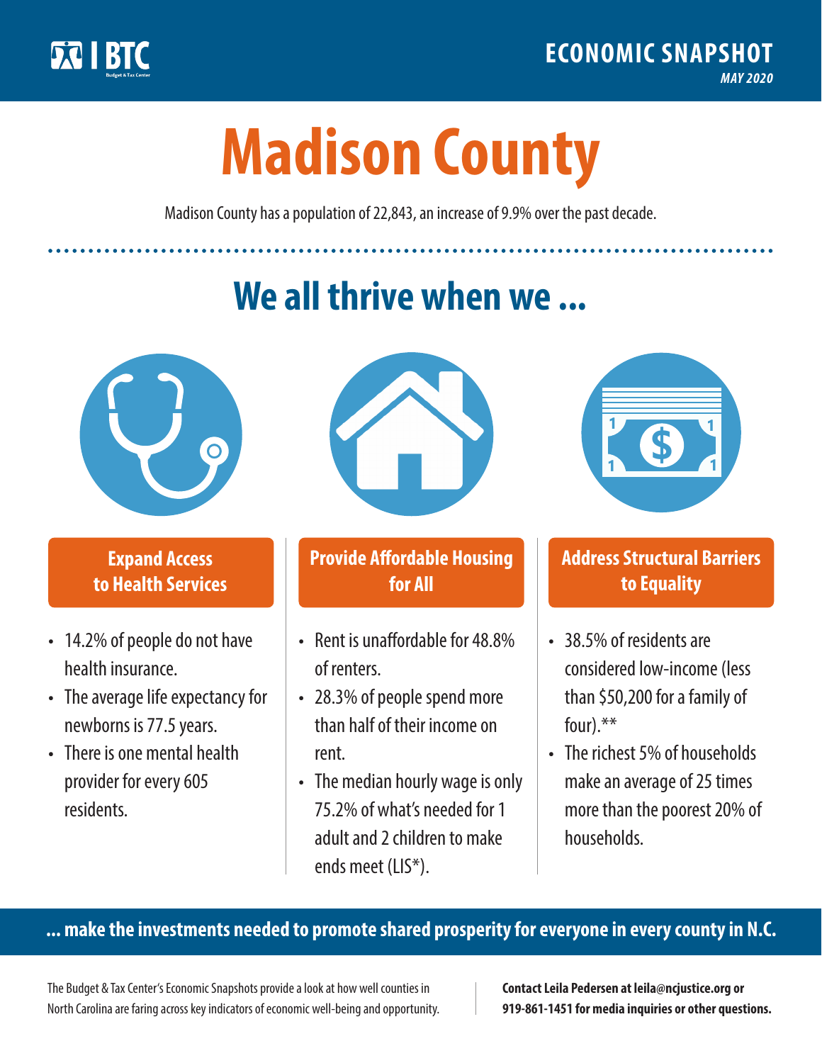BTC Budget & Tax Center

**ECONOMIC SNAPSHOT**
*MAY 2020*

# Madison County

Madison County has a population of 22,843, an increase of 9.9% over the past decade.

## We all thrive when we ...

### Expand Access to Health Services

- 14.2% of people do not have health insurance.
- The average life expectancy for newborns is 77.5 years.
- There is one mental health provider for every 605 residents.

### Provide Affordable Housing for All

- Rent is unaffordable for 48.8% of renters.
- 28.3% of people spend more than half of their income on rent.
- The median hourly wage is only 75.2% of what's needed for 1 adult and 2 children to make ends meet (LIS*).

### Address Structural Barriers to Equality

- 38.5% of residents are considered low-income (less than $50,200 for a family of four).**
- The richest 5% of households make an average of 25 times more than the poorest 20% of households.

**... make the investments needed to promote shared prosperity for everyone in every county in N.C.**

The Budget & Tax Center's Economic Snapshots provide a look at how well counties in North Carolina are faring across key indicators of economic well-being and opportunity.

**Contact Leila Pedersen at leila@ncjustice.org or 919-861-1451 for media inquiries or other questions.**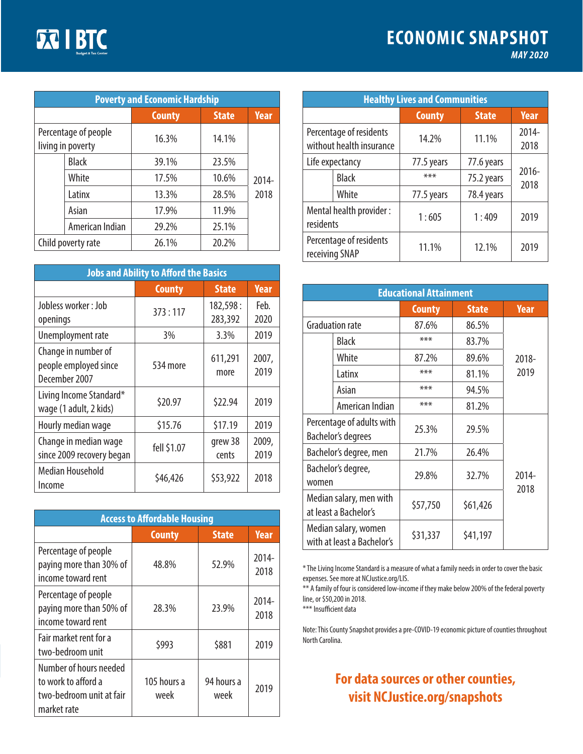BTC Budget & Tax Center

# ECONOMIC SNAPSHOT

*MAY 2020*

## Poverty and Economic Hardship

| | County | State | Year |
|---|---|---|---|
| Percentage of people living in poverty | 16.3% | 14.1% | 2014-2018 |
| Black | 39.1% | 23.5% | |
| White | 17.5% | 10.6% | |
| Latinx | 13.3% | 28.5% | |
| Asian | 17.9% | 11.9% | |
| American Indian | 29.2% | 25.1% | |
| Child poverty rate | 26.1% | 20.2% | |

## Jobs and Ability to Afford the Basics

| | County | State | Year |
|---|---|---|---|
| Jobless worker : Job openings | 373 : 117 | 182,598 : 283,392 | Feb. 2020 |
| Unemployment rate | 3% | 3.3% | 2019 |
| Change in number of people employed since December 2007 | 534 more | 611,291 more | 2007, 2019 |
| Living Income Standard* wage (1 adult, 2 kids) | $20.97 | $22.94 | 2019 |
| Hourly median wage | $15.76 | $17.19 | 2019 |
| Change in median wage since 2009 recovery began | fell $1.07 | grew 38 cents | 2009, 2019 |
| Median Household Income | $46,426 | $53,922 | 2018 |

## Access to Affordable Housing

| | County | State | Year |
|---|---|---|---|
| Percentage of people paying more than 30% of income toward rent | 48.8% | 52.9% | 2014-2018 |
| Percentage of people paying more than 50% of income toward rent | 28.3% | 23.9% | 2014-2018 |
| Fair market rent for a two-bedroom unit | $993 | $881 | 2019 |
| Number of hours needed to work to afford a two-bedroom unit at fair market rate | 105 hours a week | 94 hours a week | 2019 |

## Healthy Lives and Communities

| | County | State | Year |
|---|---|---|---|
| Percentage of residents without health insurance | 14.2% | 11.1% | 2014-2018 |
| Life expectancy | 77.5 years | 77.6 years | 2016-2018 |
| Black | *** | 75.2 years | |
| White | 77.5 years | 78.4 years | |
| Mental health provider : residents | 1 : 605 | 1 : 409 | 2019 |
| Percentage of residents receiving SNAP | 11.1% | 12.1% | 2019 |

## Educational Attainment

| | County | State | Year |
|---|---|---|---|
| Graduation rate | 87.6% | 86.5% | 2018-2019 |
| Black | *** | 83.7% | |
| White | 87.2% | 89.6% | |
| Latinx | *** | 81.1% | |
| Asian | *** | 94.5% | |
| American Indian | *** | 81.2% | |
| Percentage of adults with Bachelor's degrees | 25.3% | 29.5% | 2014-2018 |
| Bachelor's degree, men | 21.7% | 26.4% | |
| Bachelor's degree, women | 29.8% | 32.7% | |
| Median salary, men with at least a Bachelor's | $57,750 | $61,426 | |
| Median salary, women with at least a Bachelor's | $31,337 | $41,197 | |

* The Living Income Standard is a measure of what a family needs in order to cover the basic expenses. See more at NCJustice.org/LIS.

** A family of four is considered low-income if they make below 200% of the federal poverty line, or $50,200 in 2018.

*** Insufficient data

Note: This County Snapshot provides a pre-COVID-19 economic picture of counties throughout North Carolina.

**For data sources or other counties, visit NCJustice.org/snapshots**